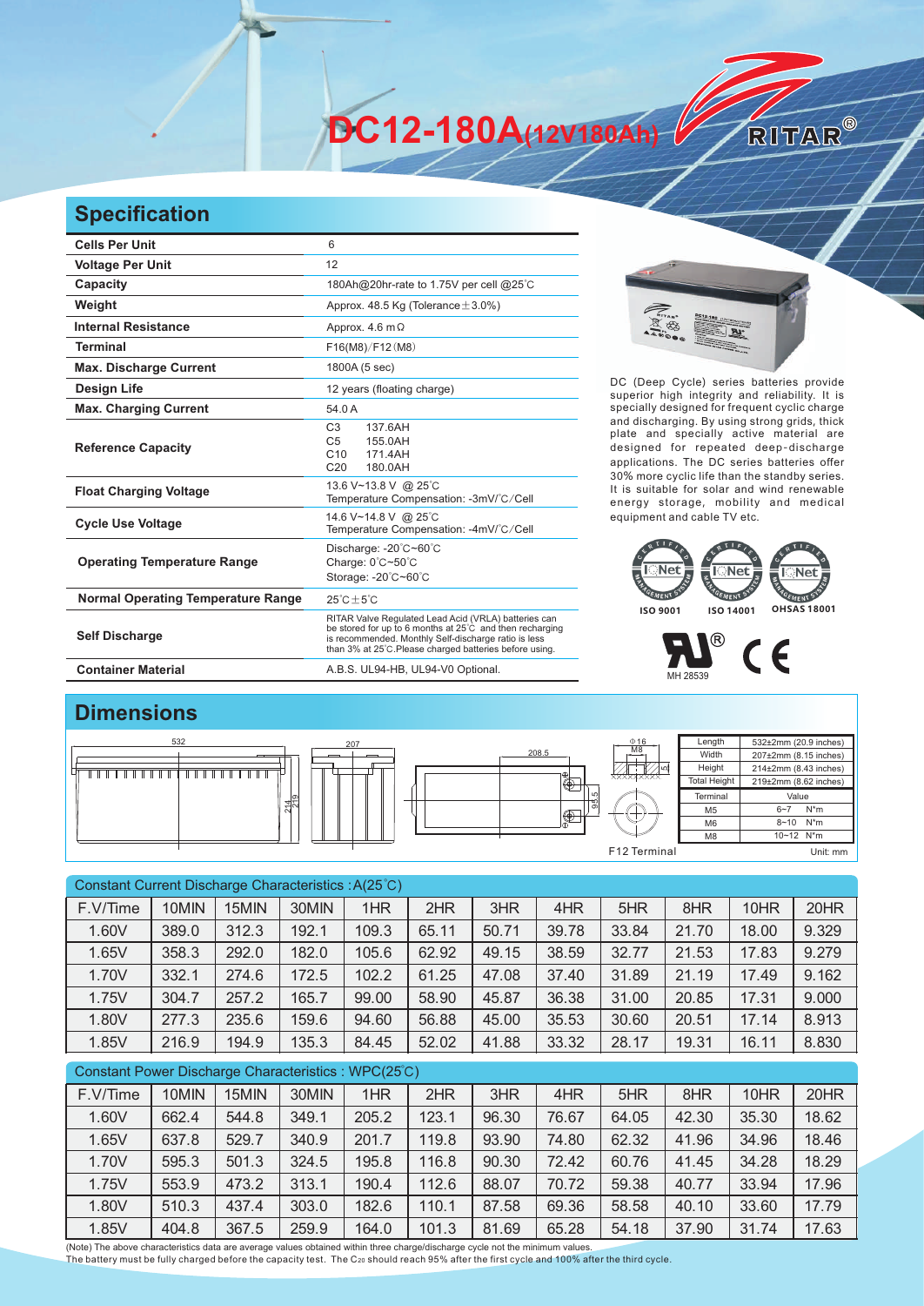# DC12-180A(12V180Ah)

RITAR®

## Specification

| | |
|---|---|
| **Cells Per Unit** | 6 |
| **Voltage Per Unit** | 12 |
| **Capacity** | 180Ah@20hr-rate to 1.75V per cell @25°C |
| **Weight** | Approx. 48.5 Kg (Tolerance±3.0%) |
| **Internal Resistance** | Approx. 4.6 mΩ |
| **Terminal** | F16(M8)/F12(M8) |
| **Max. Discharge Current** | 1800A (5 sec) |
| **Design Life** | 12 years (floating charge) |
| **Max. Charging Current** | 54.0 A |
| **Reference Capacity** | C3 137.6AH<br>C5 155.0AH<br>C10 171.4AH<br>C20 180.0AH |
| **Float Charging Voltage** | 13.6 V~13.8 V @ 25°C<br>Temperature Compensation: -3mV/°C/Cell |
| **Cycle Use Voltage** | 14.6 V~14.8 V @ 25°C<br>Temperature Compensation: -4mV/°C/Cell |
| **Operating Temperature Range** | Discharge: -20°C~60°C<br>Charge: 0°C~50°C<br>Storage: -20°C~60°C |
| **Normal Operating Temperature Range** | 25°C±5°C |
| **Self Discharge** | RITAR Valve Regulated Lead Acid (VRLA) batteries can be stored for up to 6 months at 25°C and then recharging is recommended. Monthly Self-discharge ratio is less than 3% at 25°C.Please charged batteries before using. |
| **Container Material** | A.B.S. UL94-HB, UL94-V0 Optional. |

DC (Deep Cycle) series batteries provide superior high integrity and reliability. It is specially designed for frequent cyclic charge and discharging. By using strong grids, thick plate and specially active material are designed for repeated deep-discharge applications. The DC series batteries offer 30% more cyclic life than the standby series. It is suitable for solar and wind renewable energy storage, mobility and medical equipment and cable TV etc.

ISO 9001 ISO 14001 OHSAS 18001

MH 28539

## Dimensions

532 207 208.5 214 219 95.5 Φ16 M8 5 F12 Terminal

| Length | 532±2mm (20.9 inches) |
|---|---|
| Width | 207±2mm (8.15 inches) |
| Height | 214±2mm (8.43 inches) |
| Total Height | 219±2mm (8.62 inches) |

| Terminal | Value |
|---|---|
| M5 | 6~7 N*m |
| M6 | 8~10 N*m |
| M8 | 10~12 N*m |

Unit: mm

Constant Current Discharge Characteristics : A(25°C)

| F.V/Time | 10MIN | 15MIN | 30MIN | 1HR | 2HR | 3HR | 4HR | 5HR | 8HR | 10HR | 20HR |
|---|---|---|---|---|---|---|---|---|---|---|---|
| 1.60V | 389.0 | 312.3 | 192.1 | 109.3 | 65.11 | 50.71 | 39.78 | 33.84 | 21.70 | 18.00 | 9.329 |
| 1.65V | 358.3 | 292.0 | 182.0 | 105.6 | 62.92 | 49.15 | 38.59 | 32.77 | 21.53 | 17.83 | 9.279 |
| 1.70V | 332.1 | 274.6 | 172.5 | 102.2 | 61.25 | 47.08 | 37.40 | 31.89 | 21.19 | 17.49 | 9.162 |
| 1.75V | 304.7 | 257.2 | 165.7 | 99.00 | 58.90 | 45.87 | 36.38 | 31.00 | 20.85 | 17.31 | 9.000 |
| 1.80V | 277.3 | 235.6 | 159.6 | 94.60 | 56.88 | 45.00 | 35.53 | 30.60 | 20.51 | 17.14 | 8.913 |
| 1.85V | 216.9 | 194.9 | 135.3 | 84.45 | 52.02 | 41.88 | 33.32 | 28.17 | 19.31 | 16.11 | 8.830 |

Constant Power Discharge Characteristics : WPC(25°C)

| F.V/Time | 10MIN | 15MIN | 30MIN | 1HR | 2HR | 3HR | 4HR | 5HR | 8HR | 10HR | 20HR |
|---|---|---|---|---|---|---|---|---|---|---|---|
| 1.60V | 662.4 | 544.8 | 349.1 | 205.2 | 123.1 | 96.30 | 76.67 | 64.05 | 42.30 | 35.30 | 18.62 |
| 1.65V | 637.8 | 529.7 | 340.9 | 201.7 | 119.8 | 93.90 | 74.80 | 62.32 | 41.96 | 34.96 | 18.46 |
| 1.70V | 595.3 | 501.3 | 324.5 | 195.8 | 116.8 | 90.30 | 72.42 | 60.76 | 41.45 | 34.28 | 18.29 |
| 1.75V | 553.9 | 473.2 | 313.1 | 190.4 | 112.6 | 88.07 | 70.72 | 59.38 | 40.77 | 33.94 | 17.96 |
| 1.80V | 510.3 | 437.4 | 303.0 | 182.6 | 110.1 | 87.58 | 69.36 | 58.58 | 40.10 | 33.60 | 17.79 |
| 1.85V | 404.8 | 367.5 | 259.9 | 164.0 | 101.3 | 81.69 | 65.28 | 54.18 | 37.90 | 31.74 | 17.63 |

(Note) The above characteristics data are average values obtained within three charge/discharge cycle not the minimum values.
The battery must be fully charged before the capacity test. The $C_{20}$ should reach 95% after the first cycle and 100% after the third cycle.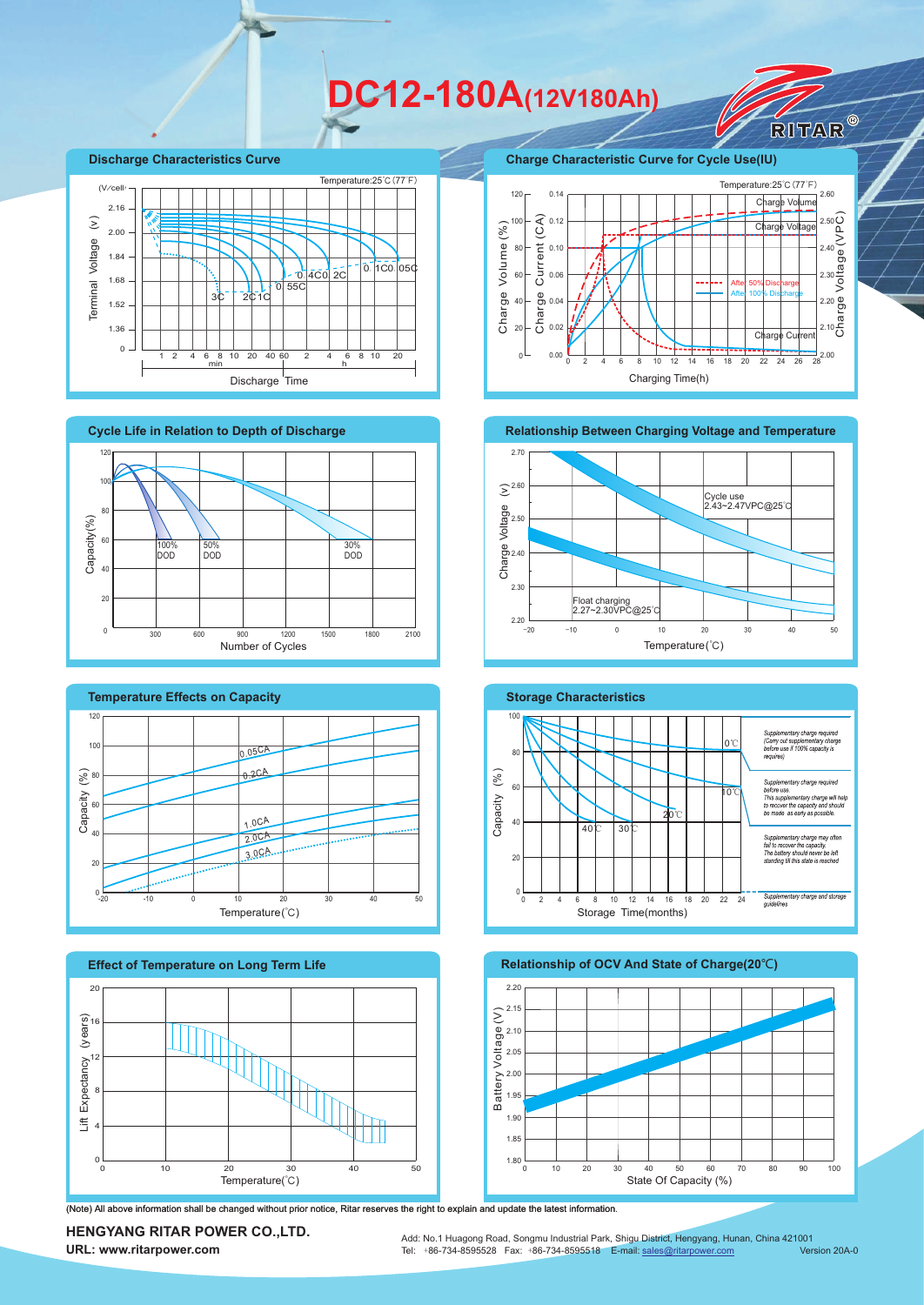# DC12-180A(12V180Ah)

RITAR®

## Discharge Characteristics Curve

Temperature:25°C (77°F)

(V/cell)

Terminal Voltage (v)

2.16
2.00
1.84
1.68
1.52
1.36
0

3C 2C 1C 0.55C 0.4C0.2C 0.1C0.05C

1 2 4 6 8 10 20 40 60 2 4 6 8 10 20

min h

Discharge Time

## Charge Characteristic Curve for Cycle Use(IU)

Temperature:25°C (77°F)

Charge Volume (%)
Charge Current (CA)
Charge Voltage (VPC)

120 100 80 60 40 20 0

0.14 0.12 0.10 0.08 0.06 0.04 0.02 0.00

2.60 2.50 2.40 2.30 2.20 2.10 2.00

Charge Volume
Charge Voltage
After 50% Discharge
After 100% Discharge
Charge Current

0 2 4 6 8 10 12 14 16 18 20 22 24 26 28

Charging Time(h)

## Cycle Life in Relation to Depth of Discharge

Capacity(%)

120 100 80 60 40 20 0

100% DOD
50% DOD
30% DOD

300 600 900 1200 1500 1800 2100

Number of Cycles

## Relationship Between Charging Voltage and Temperature

Charge Voltage (v)

2.70 2.60 2.50 2.40 2.30 2.20

Cycle use
2.43~2.47VPC@25°C

Float charging
2.27~2.30VPC@25°C

−20 −10 0 10 20 30 40 50

Temperature(°C)

## Temperature Effects on Capacity

Capacity (%)

120 100 80 60 40 20 0

0.05CA
0.2CA
1.0CA
2.0CA
3.0CA

-20 -10 0 10 20 30 40 50

Temperature(°C)

## Storage Characteristics

Capacity (%)

100 80 60 40 20 0

0°C
10°C
20°C
40°C
30°C

0 2 4 6 8 10 12 14 16 18 20 22 24

Storage Time(months)

Supplementary charge required (Carry out supplementary charge before use if 100% capacity is requires)

Supplementary charge required before use. This supplementary charge will help to recover the capacity and should be made as early as possible.

Supplementary charge may often fail to recover the capacity. The battery should never be left standing till this state is reached

Supplementary charge and storage guidelines

## Effect of Temperature on Long Term Life

Lift Expectancy (years)

20 16 12 8 4 0

0 10 20 30 40 50

Temperature(°C)

## Relationship of OCV And State of Charge(20℃)

Battery Voltage (V)

2.20 2.15 2.10 2.05 2.00 1.95 1.90 1.85 1.80

0 10 20 30 40 50 60 70 80 90 100

State Of Capacity (%)

(Note) All above information shall be changed without prior notice, Ritar reserves the right to explain and update the latest information.

**HENGYANG RITAR POWER CO.,LTD.**
**URL: www.ritarpower.com**

Add: No.1 Huagong Road, Songmu Industrial Park, Shigu District, Hengyang, Hunan, China 421001
Tel: +86-734-8595528 Fax: +86-734-8595518 E-mail: sales@ritarpower.com

Version 20A-0